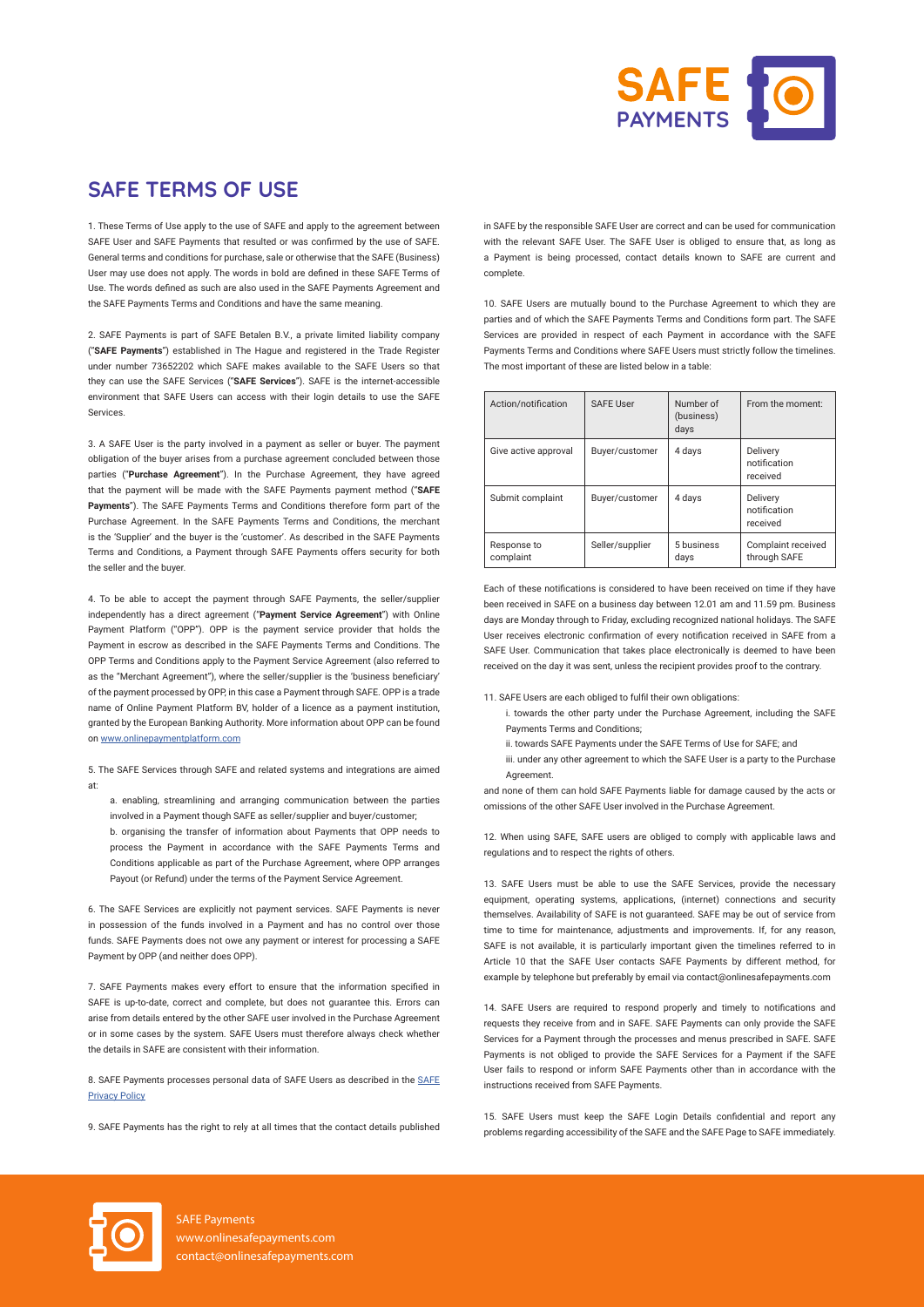# SAFE TERMS OF USE

1. These Terms of Use apply to the use of SAFE and apply to the agreement between SAFE User and SAFE Payments that resulted or was confirmed by the use of SAFE. General terms and conditions for purchase, sale or otherwise that the SAFE (Business) User may use does not apply. The words in bold are defined in these SAFE Terms of Use. The words defined as such are also used in the SAFE Payments Agreement and the SAFE Payments Terms and Conditions and have the same meaning.

2. SAFE Payments is part of SAFE Betalen B.V., a private limited liability company ("**SAFE Payments**") established in The Hague and registered in the Trade Register under number 73652202 which SAFE makes available to the SAFE Users so that they can use the SAFE Services ("**SAFE Services**"). SAFE is the internet-accessible environment that SAFE Users can access with their login details to use the SAFE Services.

3. A SAFE User is the party involved in a payment as seller or buyer. The payment obligation of the buyer arises from a purchase agreement concluded between those parties ("**Purchase Agreement**"). In the Purchase Agreement, they have agreed that the payment will be made with the SAFE Payments payment method ("**SAFE Payments**"). The SAFE Payments Terms and Conditions therefore form part of the Purchase Agreement. In the SAFE Payments Terms and Conditions, the merchant is the 'Supplier' and the buyer is the 'customer'. As described in the SAFE Payments Terms and Conditions, a Payment through SAFE Payments offers security for both the seller and the buyer.

4. To be able to accept the payment through SAFE Payments, the seller/supplier independently has a direct agreement ("**Payment Service Agreement**") with Online Payment Platform ("OPP"). OPP is the payment service provider that holds the Payment in escrow as described in the SAFE Payments Terms and Conditions. The OPP Terms and Conditions apply to the Payment Service Agreement (also referred to as the "Merchant Agreement"), where the seller/supplier is the 'business beneficiary' of the payment processed by OPP, in this case a Payment through SAFE. OPP is a trade name of Online Payment Platform BV, holder of a licence as a payment institution, granted by the European Banking Authority. More information about OPP can be found on www.onlinepaymentplatform.com

5. The SAFE Services through SAFE and related systems and integrations are aimed at:

   a. enabling, streamlining and arranging communication between the parties involved in a Payment though SAFE as seller/supplier and buyer/customer;

   b. organising the transfer of information about Payments that OPP needs to process the Payment in accordance with the SAFE Payments Terms and Conditions applicable as part of the Purchase Agreement, where OPP arranges Payout (or Refund) under the terms of the Payment Service Agreement.

6. The SAFE Services are explicitly not payment services. SAFE Payments is never in possession of the funds involved in a Payment and has no control over those funds. SAFE Payments does not owe any payment or interest for processing a SAFE Payment by OPP (and neither does OPP).

7. SAFE Payments makes every effort to ensure that the information specified in SAFE is up-to-date, correct and complete, but does not guarantee this. Errors can arise from details entered by the other SAFE user involved in the Purchase Agreement or in some cases by the system. SAFE Users must therefore always check whether the details in SAFE are consistent with their information.

8. SAFE Payments processes personal data of SAFE Users as described in the SAFE Privacy Policy

9. SAFE Payments has the right to rely at all times that the contact details published in SAFE by the responsible SAFE User are correct and can be used for communication with the relevant SAFE User. The SAFE User is obliged to ensure that, as long as a Payment is being processed, contact details known to SAFE are current and complete.

10. SAFE Users are mutually bound to the Purchase Agreement to which they are parties and of which the SAFE Payments Terms and Conditions form part. The SAFE Services are provided in respect of each Payment in accordance with the SAFE Payments Terms and Conditions where SAFE Users must strictly follow the timelines. The most important of these are listed below in a table:

| Action/notification | SAFE User | Number of (business) days | From the moment: |
|---|---|---|---|
| Give active approval | Buyer/customer | 4 days | Delivery notification received |
| Submit complaint | Buyer/customer | 4 days | Delivery notification received |
| Response to complaint | Seller/supplier | 5 business days | Complaint received through SAFE |

Each of these notifications is considered to have been received on time if they have been received in SAFE on a business day between 12.01 am and 11.59 pm. Business days are Monday through to Friday, excluding recognized national holidays. The SAFE User receives electronic confirmation of every notification received in SAFE from a SAFE User. Communication that takes place electronically is deemed to have been received on the day it was sent, unless the recipient provides proof to the contrary.

11. SAFE Users are each obliged to fulfil their own obligations:

   i. towards the other party under the Purchase Agreement, including the SAFE Payments Terms and Conditions;

   ii. towards SAFE Payments under the SAFE Terms of Use for SAFE; and

   iii. under any other agreement to which the SAFE User is a party to the Purchase Agreement.

and none of them can hold SAFE Payments liable for damage caused by the acts or omissions of the other SAFE User involved in the Purchase Agreement.

12. When using SAFE, SAFE users are obliged to comply with applicable laws and regulations and to respect the rights of others.

13. SAFE Users must be able to use the SAFE Services, provide the necessary equipment, operating systems, applications, (internet) connections and security themselves. Availability of SAFE is not guaranteed. SAFE may be out of service from time to time for maintenance, adjustments and improvements. If, for any reason, SAFE is not available, it is particularly important given the timelines referred to in Article 10 that the SAFE User contacts SAFE Payments by different method, for example by telephone but preferably by email via contact@onlinesafepayments.com

14. SAFE Users are required to respond properly and timely to notifications and requests they receive from and in SAFE. SAFE Payments can only provide the SAFE Services for a Payment through the processes and menus prescribed in SAFE. SAFE Payments is not obliged to provide the SAFE Services for a Payment if the SAFE User fails to respond or inform SAFE Payments other than in accordance with the instructions received from SAFE Payments.

15. SAFE Users must keep the SAFE Login Details confidential and report any problems regarding accessibility of the SAFE and the SAFE Page to SAFE immediately.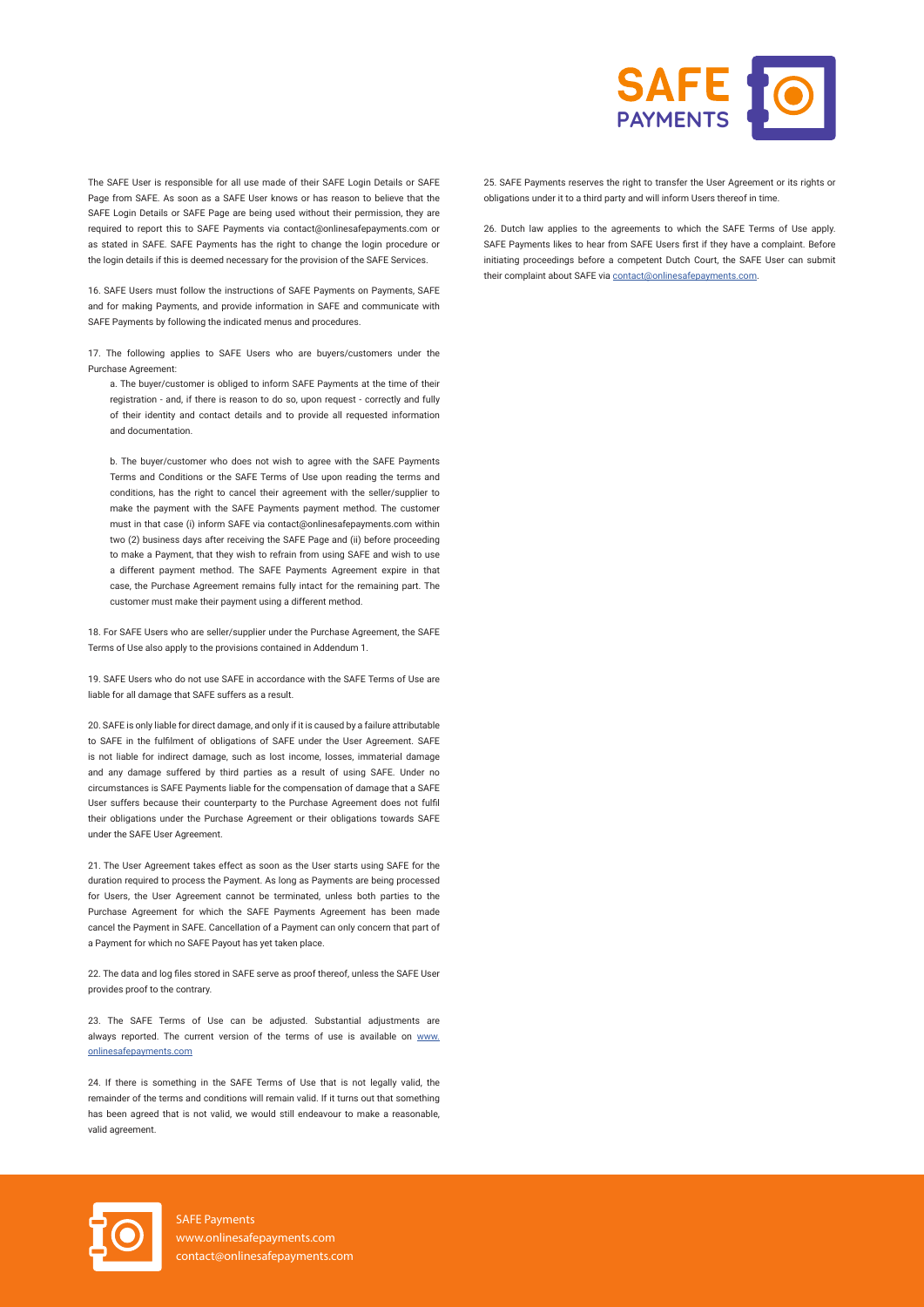The SAFE User is responsible for all use made of their SAFE Login Details or SAFE Page from SAFE. As soon as a SAFE User knows or has reason to believe that the SAFE Login Details or SAFE Page are being used without their permission, they are required to report this to SAFE Payments via contact@onlinesafepayments.com or as stated in SAFE. SAFE Payments has the right to change the login procedure or the login details if this is deemed necessary for the provision of the SAFE Services.

16. SAFE Users must follow the instructions of SAFE Payments on Payments, SAFE and for making Payments, and provide information in SAFE and communicate with SAFE Payments by following the indicated menus and procedures.

17. The following applies to SAFE Users who are buyers/customers under the Purchase Agreement:

a. The buyer/customer is obliged to inform SAFE Payments at the time of their registration - and, if there is reason to do so, upon request - correctly and fully of their identity and contact details and to provide all requested information and documentation.

b. The buyer/customer who does not wish to agree with the SAFE Payments Terms and Conditions or the SAFE Terms of Use upon reading the terms and conditions, has the right to cancel their agreement with the seller/supplier to make the payment with the SAFE Payments payment method. The customer must in that case (i) inform SAFE via contact@onlinesafepayments.com within two (2) business days after receiving the SAFE Page and (ii) before proceeding to make a Payment, that they wish to refrain from using SAFE and wish to use a different payment method. The SAFE Payments Agreement expire in that case, the Purchase Agreement remains fully intact for the remaining part. The customer must make their payment using a different method.

18. For SAFE Users who are seller/supplier under the Purchase Agreement, the SAFE Terms of Use also apply to the provisions contained in Addendum 1.

19. SAFE Users who do not use SAFE in accordance with the SAFE Terms of Use are liable for all damage that SAFE suffers as a result.

20. SAFE is only liable for direct damage, and only if it is caused by a failure attributable to SAFE in the fulfilment of obligations of SAFE under the User Agreement. SAFE is not liable for indirect damage, such as lost income, losses, immaterial damage and any damage suffered by third parties as a result of using SAFE. Under no circumstances is SAFE Payments liable for the compensation of damage that a SAFE User suffers because their counterparty to the Purchase Agreement does not fulfil their obligations under the Purchase Agreement or their obligations towards SAFE under the SAFE User Agreement.

21. The User Agreement takes effect as soon as the User starts using SAFE for the duration required to process the Payment. As long as Payments are being processed for Users, the User Agreement cannot be terminated, unless both parties to the Purchase Agreement for which the SAFE Payments Agreement has been made cancel the Payment in SAFE. Cancellation of a Payment can only concern that part of a Payment for which no SAFE Payout has yet taken place.

22. The data and log files stored in SAFE serve as proof thereof, unless the SAFE User provides proof to the contrary.

23. The SAFE Terms of Use can be adjusted. Substantial adjustments are always reported. The current version of the terms of use is available on www.onlinesafepayments.com

24. If there is something in the SAFE Terms of Use that is not legally valid, the remainder of the terms and conditions will remain valid. If it turns out that something has been agreed that is not valid, we would still endeavour to make a reasonable, valid agreement.

25. SAFE Payments reserves the right to transfer the User Agreement or its rights or obligations under it to a third party and will inform Users thereof in time.

26. Dutch law applies to the agreements to which the SAFE Terms of Use apply. SAFE Payments likes to hear from SAFE Users first if they have a complaint. Before initiating proceedings before a competent Dutch Court, the SAFE User can submit their complaint about SAFE via contact@onlinesafepayments.com.

SAFE Payments
www.onlinesafepayments.com
contact@onlinesafepayments.com